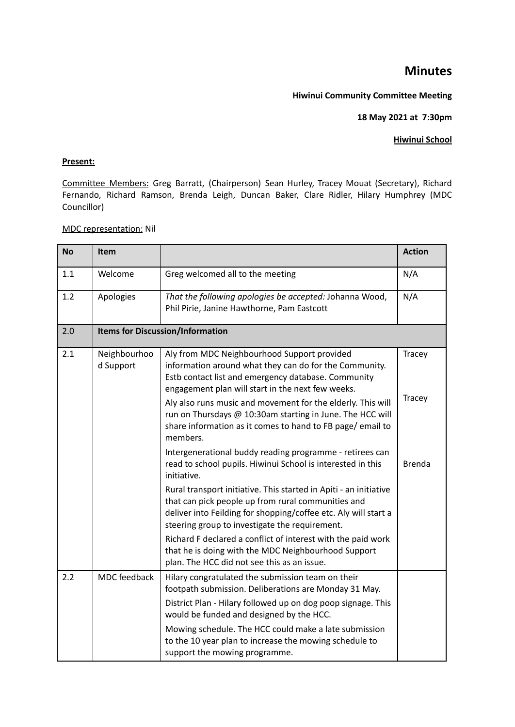# Minutes

**Hiwinui Community Committee Meeting**

**18 May 2021 at 7:30pm**

**Hiwinui School**

**Present:**

Committee Members: Greg Barratt, (Chairperson) Sean Hurley, Tracey Mouat (Secretary), Richard Fernando, Richard Ramson, Brenda Leigh, Duncan Baker, Clare Ridler, Hilary Humphrey (MDC Councillor)

MDC representation: Nil

| No | Item | | Action |
|---|---|---|---|
| 1.1 | Welcome | Greg welcomed all to the meeting | N/A |
| 1.2 | Apologies | *That the following apologies be accepted:* Johanna Wood, Phil Pirie, Janine Hawthorne, Pam Eastcott | N/A |
| 2.0 | **Items for Discussion/Information** | | |
| 2.1 | Neighbourhood Support | Aly from MDC Neighbourhood Support provided information around what they can do for the Community. Estb contact list and emergency database. Community engagement plan will start in the next few weeks. | Tracey |
| | | Aly also runs music and movement for the elderly. This will run on Thursdays @ 10:30am starting in June. The HCC will share information as it comes to hand to FB page/ email to members. | Tracey |
| | | Intergenerational buddy reading programme - retirees can read to school pupils. Hiwinui School is interested in this initiative. | Brenda |
| | | Rural transport initiative. This started in Apiti - an initiative that can pick people up from rural communities and deliver into Feilding for shopping/coffee etc. Aly will start a steering group to investigate the requirement. | |
| | | Richard F declared a conflict of interest with the paid work that he is doing with the MDC Neighbourhood Support plan. The HCC did not see this as an issue. | |
| 2.2 | MDC feedback | Hilary congratulated the submission team on their footpath submission. Deliberations are Monday 31 May. | |
| | | District Plan - Hilary followed up on dog poop signage. This would be funded and designed by the HCC. | |
| | | Mowing schedule. The HCC could make a late submission to the 10 year plan to increase the mowing schedule to support the mowing programme. | |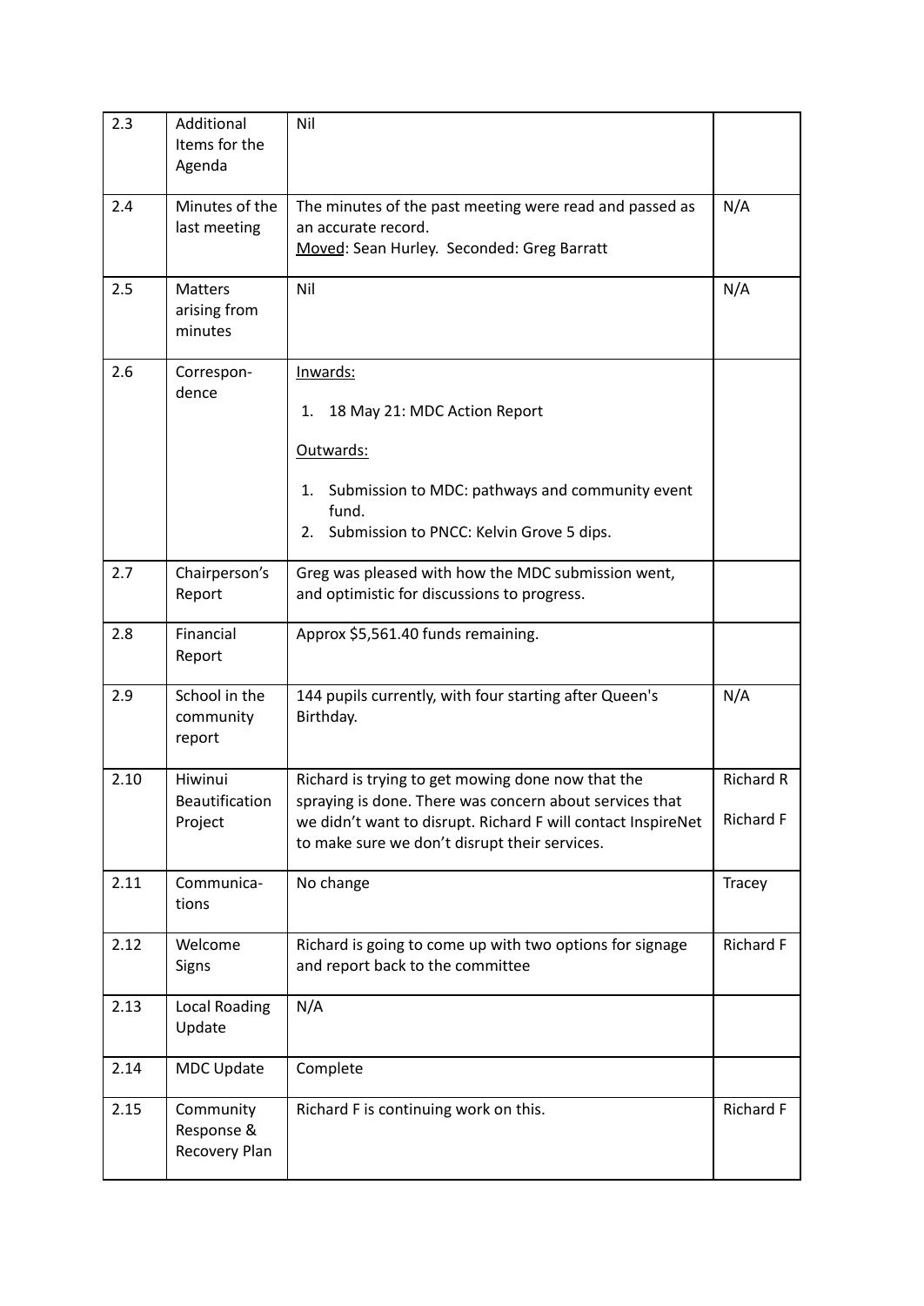| | | | |
|---|---|---|---|
| 2.3 | Additional Items for the Agenda | Nil | |
| 2.4 | Minutes of the last meeting | The minutes of the past meeting were read and passed as an accurate record.<br>Moved: Sean Hurley. Seconded: Greg Barratt | N/A |
| 2.5 | Matters arising from minutes | Nil | N/A |
| 2.6 | Correspon-dence | Inwards:<br>1. 18 May 21: MDC Action Report<br>Outwards:<br>1. Submission to MDC: pathways and community event fund.<br>2. Submission to PNCC: Kelvin Grove 5 dips. | |
| 2.7 | Chairperson's Report | Greg was pleased with how the MDC submission went, and optimistic for discussions to progress. | |
| 2.8 | Financial Report | Approx $5,561.40 funds remaining. | |
| 2.9 | School in the community report | 144 pupils currently, with four starting after Queen's Birthday. | N/A |
| 2.10 | Hiwinui Beautification Project | Richard is trying to get mowing done now that the spraying is done. There was concern about services that we didn't want to disrupt. Richard F will contact InspireNet to make sure we don't disrupt their services. | Richard R<br>Richard F |
| 2.11 | Communica-tions | No change | Tracey |
| 2.12 | Welcome Signs | Richard is going to come up with two options for signage and report back to the committee | Richard F |
| 2.13 | Local Roading Update | N/A | |
| 2.14 | MDC Update | Complete | |
| 2.15 | Community Response & Recovery Plan | Richard F is continuing work on this. | Richard F |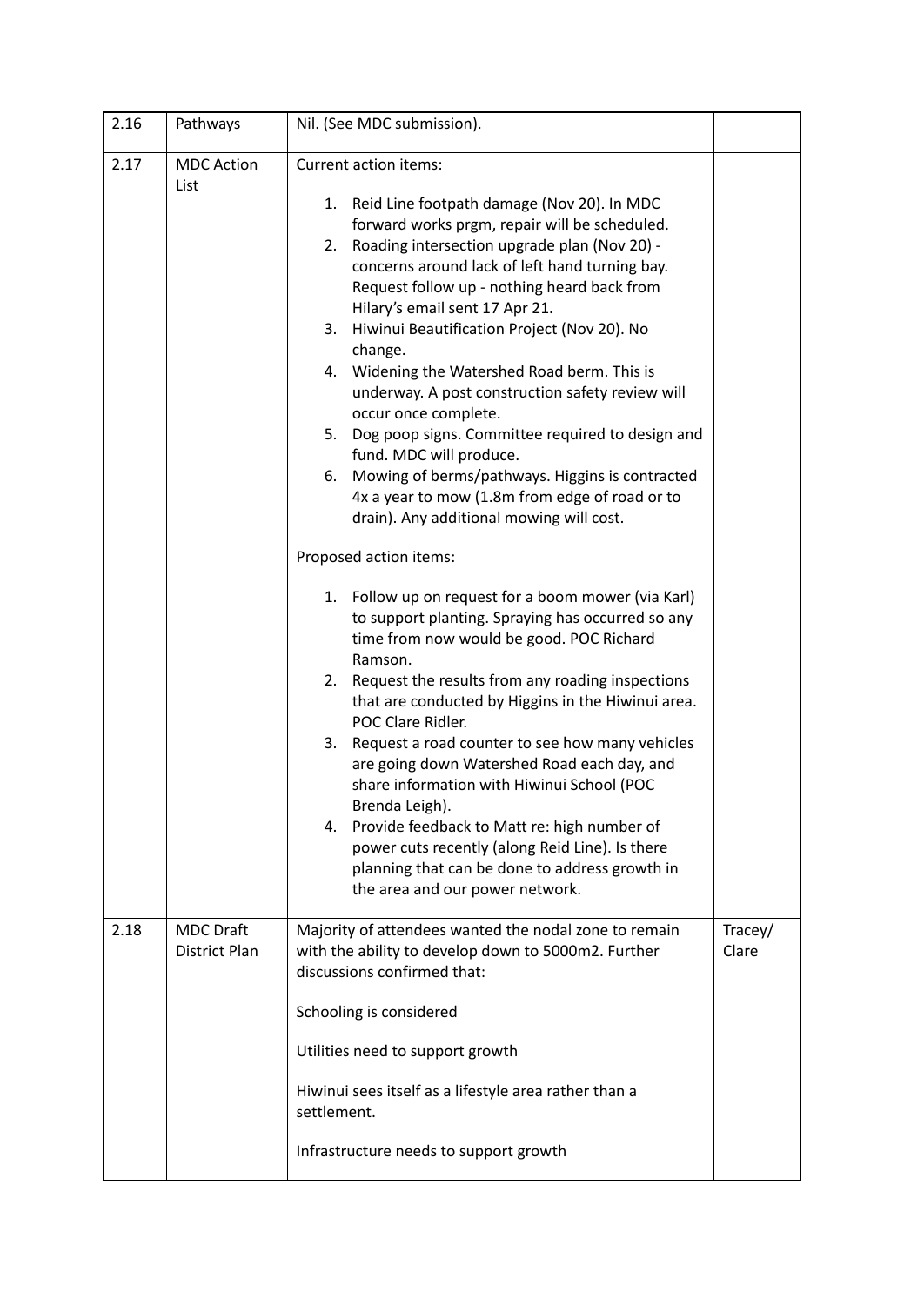| 2.16 | Pathways | Nil. (See MDC submission). | |
|---|---|---|---|
| 2.17 | MDC Action List | Current action items:<br><br>1. Reid Line footpath damage (Nov 20). In MDC forward works prgm, repair will be scheduled.<br>2. Roading intersection upgrade plan (Nov 20) - concerns around lack of left hand turning bay. Request follow up - nothing heard back from Hilary's email sent 17 Apr 21.<br>3. Hiwinui Beautification Project (Nov 20). No change.<br>4. Widening the Watershed Road berm. This is underway. A post construction safety review will occur once complete.<br>5. Dog poop signs. Committee required to design and fund. MDC will produce.<br>6. Mowing of berms/pathways. Higgins is contracted 4x a year to mow (1.8m from edge of road or to drain). Any additional mowing will cost.<br><br>Proposed action items:<br><br>1. Follow up on request for a boom mower (via Karl) to support planting. Spraying has occurred so any time from now would be good. POC Richard Ramson.<br>2. Request the results from any roading inspections that are conducted by Higgins in the Hiwinui area. POC Clare Ridler.<br>3. Request a road counter to see how many vehicles are going down Watershed Road each day, and share information with Hiwinui School (POC Brenda Leigh).<br>4. Provide feedback to Matt re: high number of power cuts recently (along Reid Line). Is there planning that can be done to address growth in the area and our power network. | |
| 2.18 | MDC Draft District Plan | Majority of attendees wanted the nodal zone to remain with the ability to develop down to 5000m2. Further discussions confirmed that:<br><br>Schooling is considered<br><br>Utilities need to support growth<br><br>Hiwinui sees itself as a lifestyle area rather than a settlement.<br><br>Infrastructure needs to support growth | Tracey/ Clare |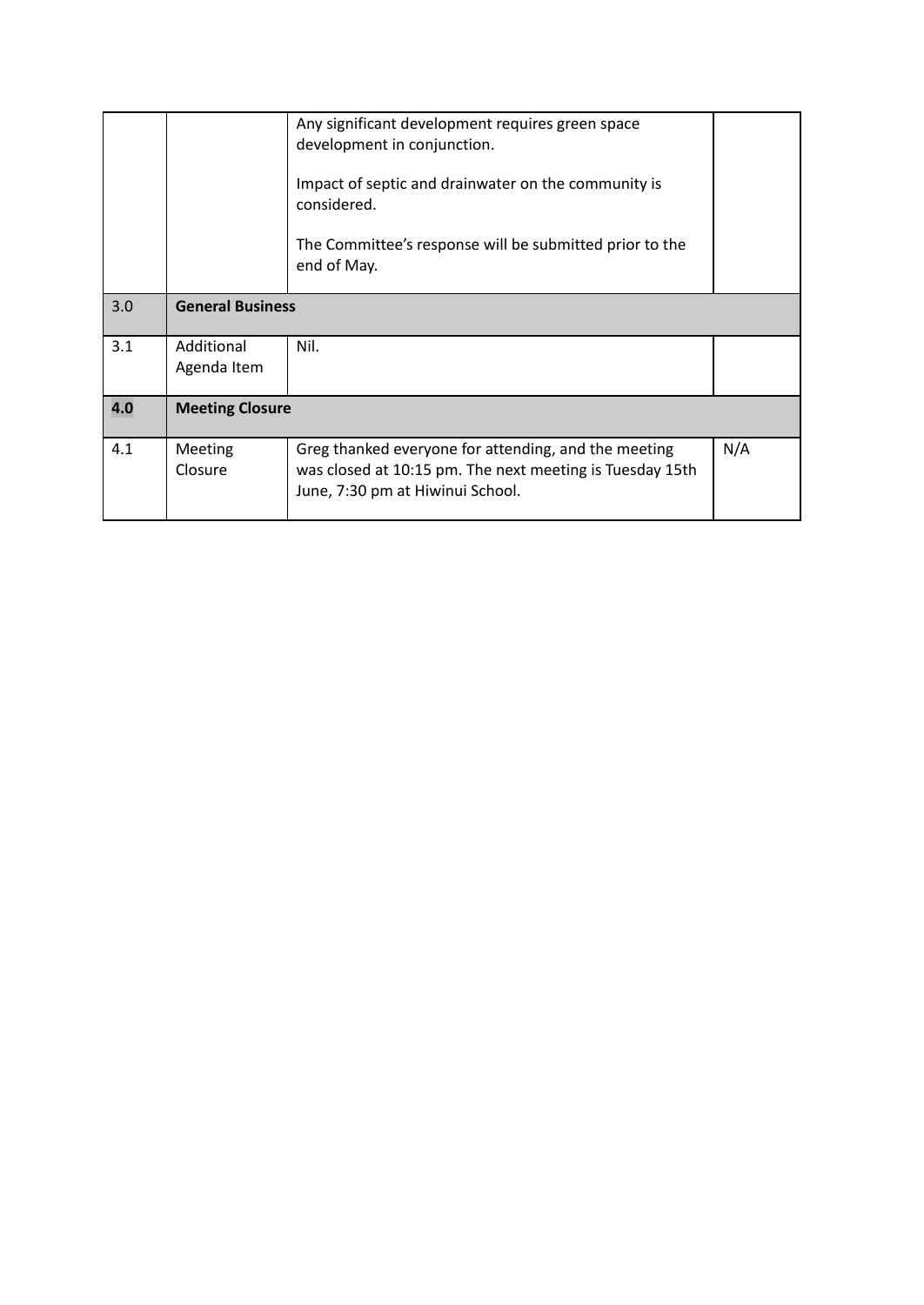| | | | |
|---|---|---|---|
| | | Any significant development requires green space development in conjunction.<br><br>Impact of septic and drainwater on the community is considered.<br><br>The Committee's response will be submitted prior to the end of May. | |
| 3.0 | **General Business** | | |
| 3.1 | Additional Agenda Item | Nil. | |
| **4.0** | **Meeting Closure** | | |
| 4.1 | Meeting Closure | Greg thanked everyone for attending, and the meeting was closed at 10:15 pm. The next meeting is Tuesday 15th June, 7:30 pm at Hiwinui School. | N/A |